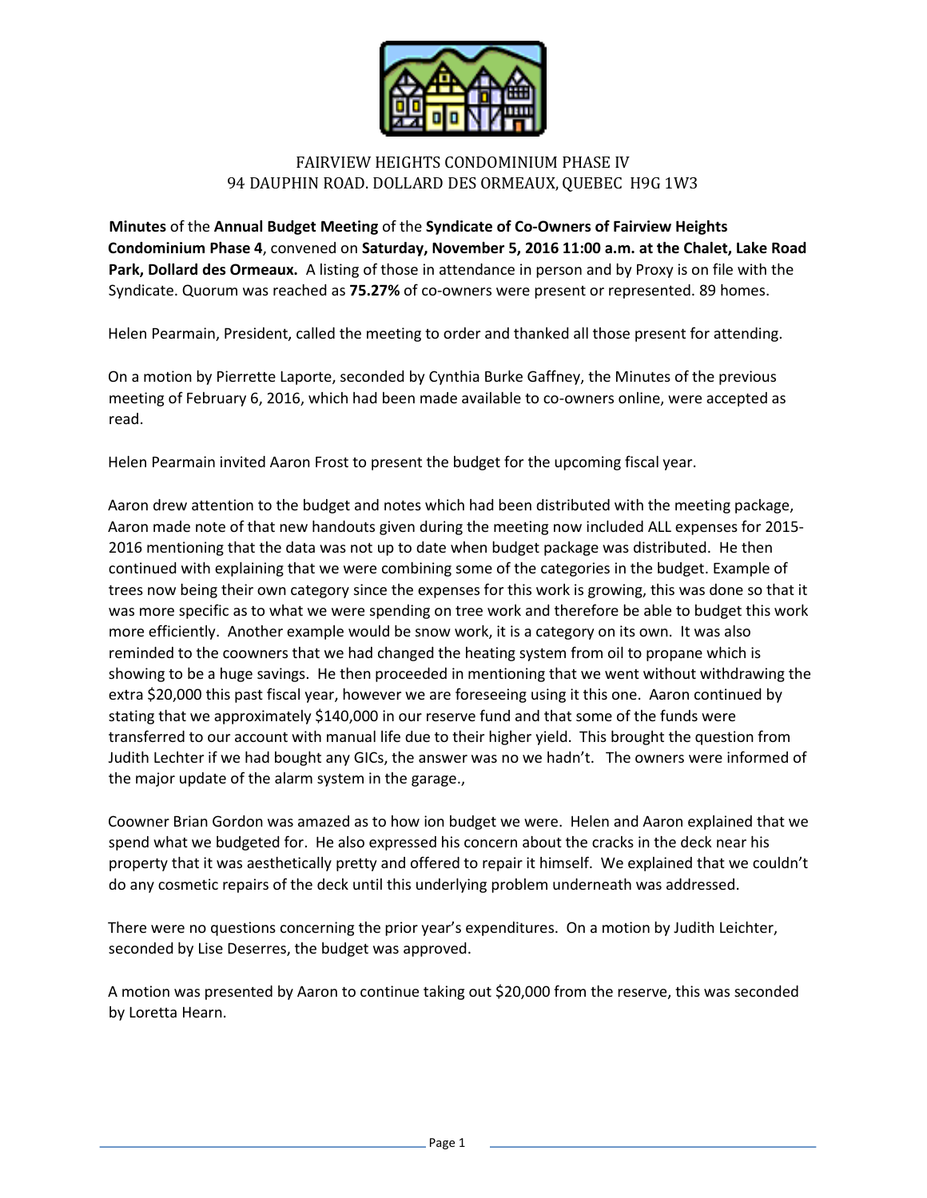FAIRVIEW HEIGHTS CONDOMINIUM PHASE IV
94 DAUPHIN ROAD. DOLLARD DES ORMEAUX, QUEBEC H9G 1W3

**Minutes** of the **Annual Budget Meeting** of the **Syndicate of Co-Owners of Fairview Heights Condominium Phase 4**, convened on **Saturday, November 5, 2016 11:00 a.m. at the Chalet, Lake Road Park, Dollard des Ormeaux.** A listing of those in attendance in person and by Proxy is on file with the Syndicate. Quorum was reached as **75.27%** of co-owners were present or represented. 89 homes.

Helen Pearmain, President, called the meeting to order and thanked all those present for attending.

On a motion by Pierrette Laporte, seconded by Cynthia Burke Gaffney, the Minutes of the previous meeting of February 6, 2016, which had been made available to co-owners online, were accepted as read.

Helen Pearmain invited Aaron Frost to present the budget for the upcoming fiscal year.

Aaron drew attention to the budget and notes which had been distributed with the meeting package, Aaron made note of that new handouts given during the meeting now included ALL expenses for 2015-2016 mentioning that the data was not up to date when budget package was distributed. He then continued with explaining that we were combining some of the categories in the budget. Example of trees now being their own category since the expenses for this work is growing, this was done so that it was more specific as to what we were spending on tree work and therefore be able to budget this work more efficiently. Another example would be snow work, it is a category on its own. It was also reminded to the coowners that we had changed the heating system from oil to propane which is showing to be a huge savings. He then proceeded in mentioning that we went without withdrawing the extra $20,000 this past fiscal year, however we are foreseeing using it this one. Aaron continued by stating that we approximately $140,000 in our reserve fund and that some of the funds were transferred to our account with manual life due to their higher yield. This brought the question from Judith Lechter if we had bought any GICs, the answer was no we hadn't. The owners were informed of the major update of the alarm system in the garage.,

Coowner Brian Gordon was amazed as to how ion budget we were. Helen and Aaron explained that we spend what we budgeted for. He also expressed his concern about the cracks in the deck near his property that it was aesthetically pretty and offered to repair it himself. We explained that we couldn't do any cosmetic repairs of the deck until this underlying problem underneath was addressed.

There were no questions concerning the prior year's expenditures. On a motion by Judith Leichter, seconded by Lise Deserres, the budget was approved.

A motion was presented by Aaron to continue taking out $20,000 from the reserve, this was seconded by Loretta Hearn.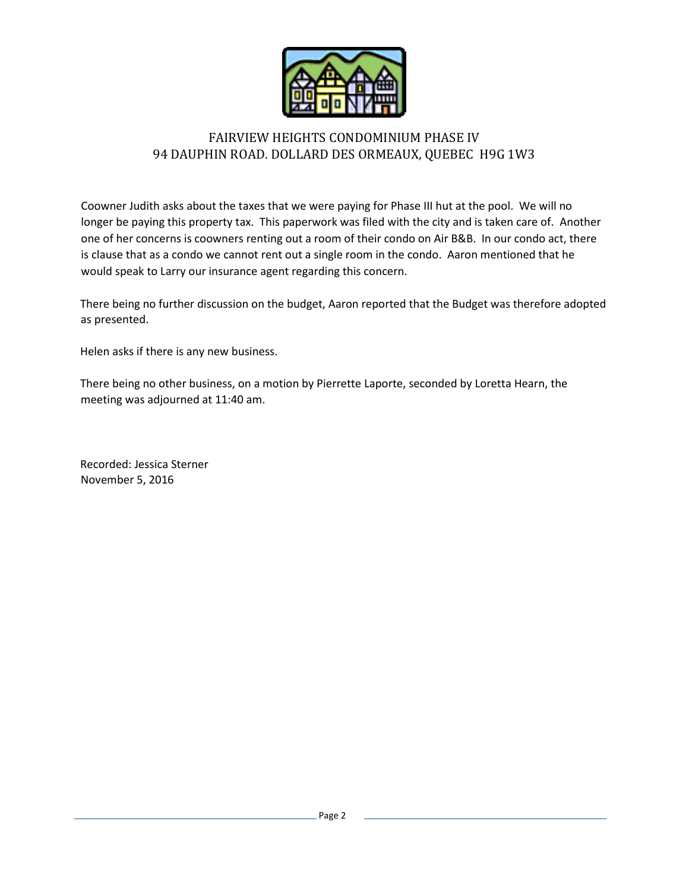FAIRVIEW HEIGHTS CONDOMINIUM PHASE IV
94 DAUPHIN ROAD. DOLLARD DES ORMEAUX, QUEBEC H9G 1W3

Coowner Judith asks about the taxes that we were paying for Phase III hut at the pool. We will no longer be paying this property tax. This paperwork was filed with the city and is taken care of. Another one of her concerns is coowners renting out a room of their condo on Air B&B. In our condo act, there is clause that as a condo we cannot rent out a single room in the condo. Aaron mentioned that he would speak to Larry our insurance agent regarding this concern.

There being no further discussion on the budget, Aaron reported that the Budget was therefore adopted as presented.

Helen asks if there is any new business.

There being no other business, on a motion by Pierrette Laporte, seconded by Loretta Hearn, the meeting was adjourned at 11:40 am.

Recorded: Jessica Sterner
November 5, 2016